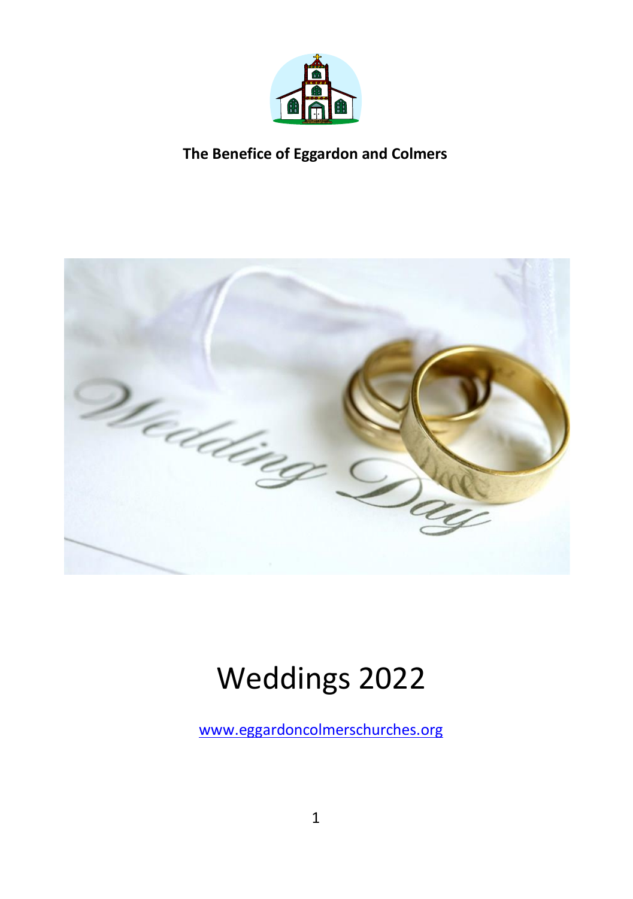**The Benefice of Eggardon and Colmers**

# Weddings 2022

[www.eggardoncolmerschurches.org](http://www.eggardoncolmerschurches.org)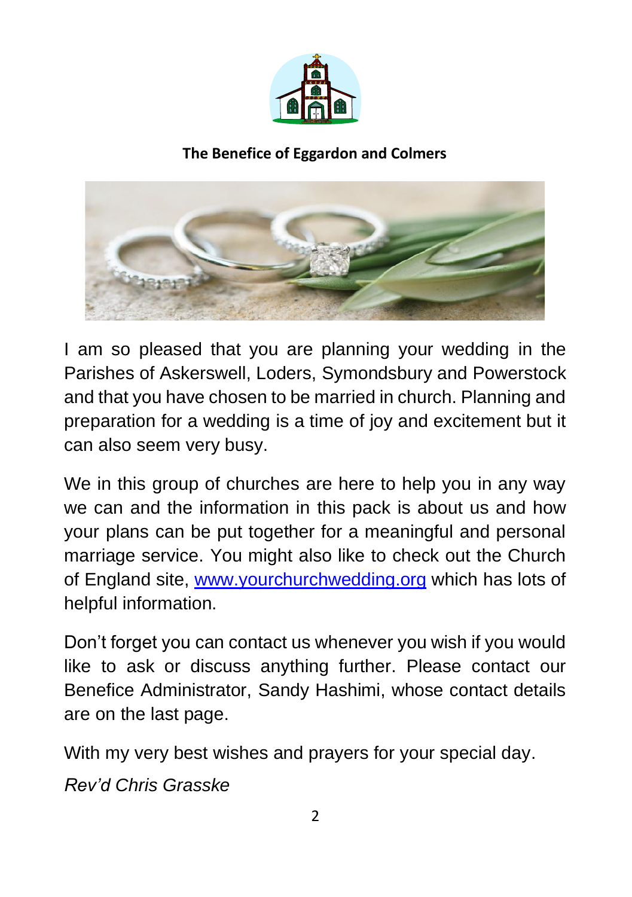**The Benefice of Eggardon and Colmers**

I am so pleased that you are planning your wedding in the Parishes of Askerswell, Loders, Symondsbury and Powerstock and that you have chosen to be married in church. Planning and preparation for a wedding is a time of joy and excitement but it can also seem very busy.

We in this group of churches are here to help you in any way we can and the information in this pack is about us and how your plans can be put together for a meaningful and personal marriage service. You might also like to check out the Church of England site, [www.yourchurchwedding.org](http://www.yourchurchwedding.org) which has lots of helpful information.

Don't forget you can contact us whenever you wish if you would like to ask or discuss anything further. Please contact our Benefice Administrator, Sandy Hashimi, whose contact details are on the last page.

With my very best wishes and prayers for your special day.

*Rev'd Chris Grasske*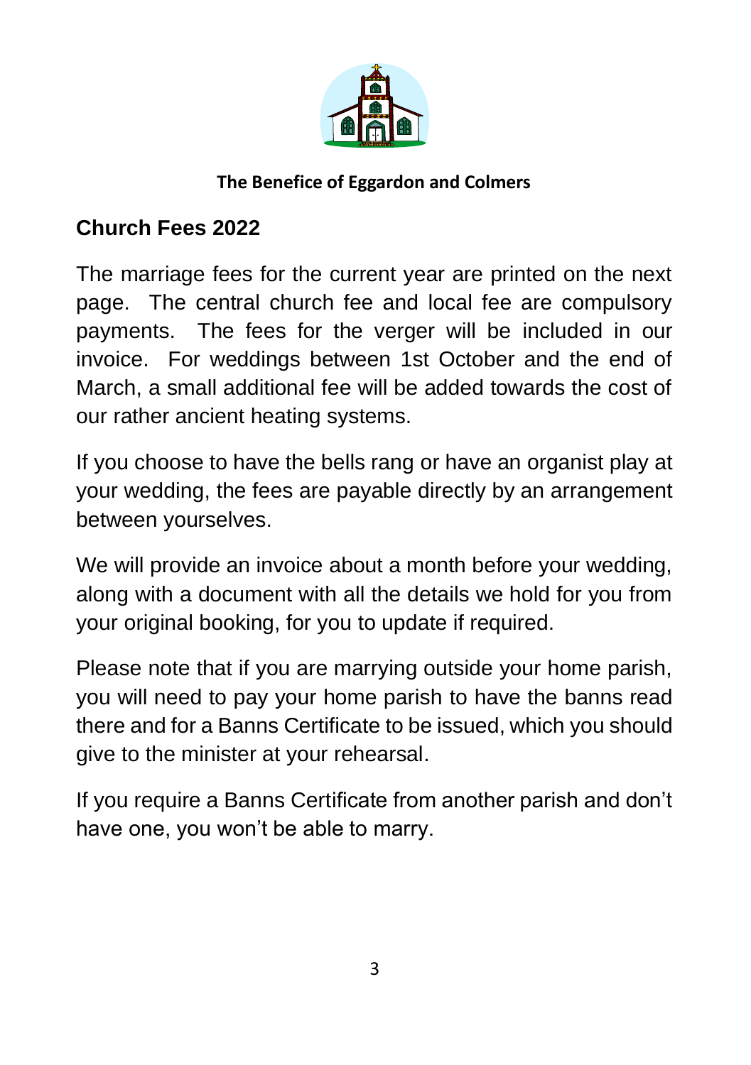**The Benefice of Eggardon and Colmers**

## Church Fees 2022

The marriage fees for the current year are printed on the next page. The central church fee and local fee are compulsory payments. The fees for the verger will be included in our invoice. For weddings between 1st October and the end of March, a small additional fee will be added towards the cost of our rather ancient heating systems.

If you choose to have the bells rang or have an organist play at your wedding, the fees are payable directly by an arrangement between yourselves.

We will provide an invoice about a month before your wedding, along with a document with all the details we hold for you from your original booking, for you to update if required.

Please note that if you are marrying outside your home parish, you will need to pay your home parish to have the banns read there and for a Banns Certificate to be issued, which you should give to the minister at your rehearsal.

If you require a Banns Certificate from another parish and don't have one, you won't be able to marry.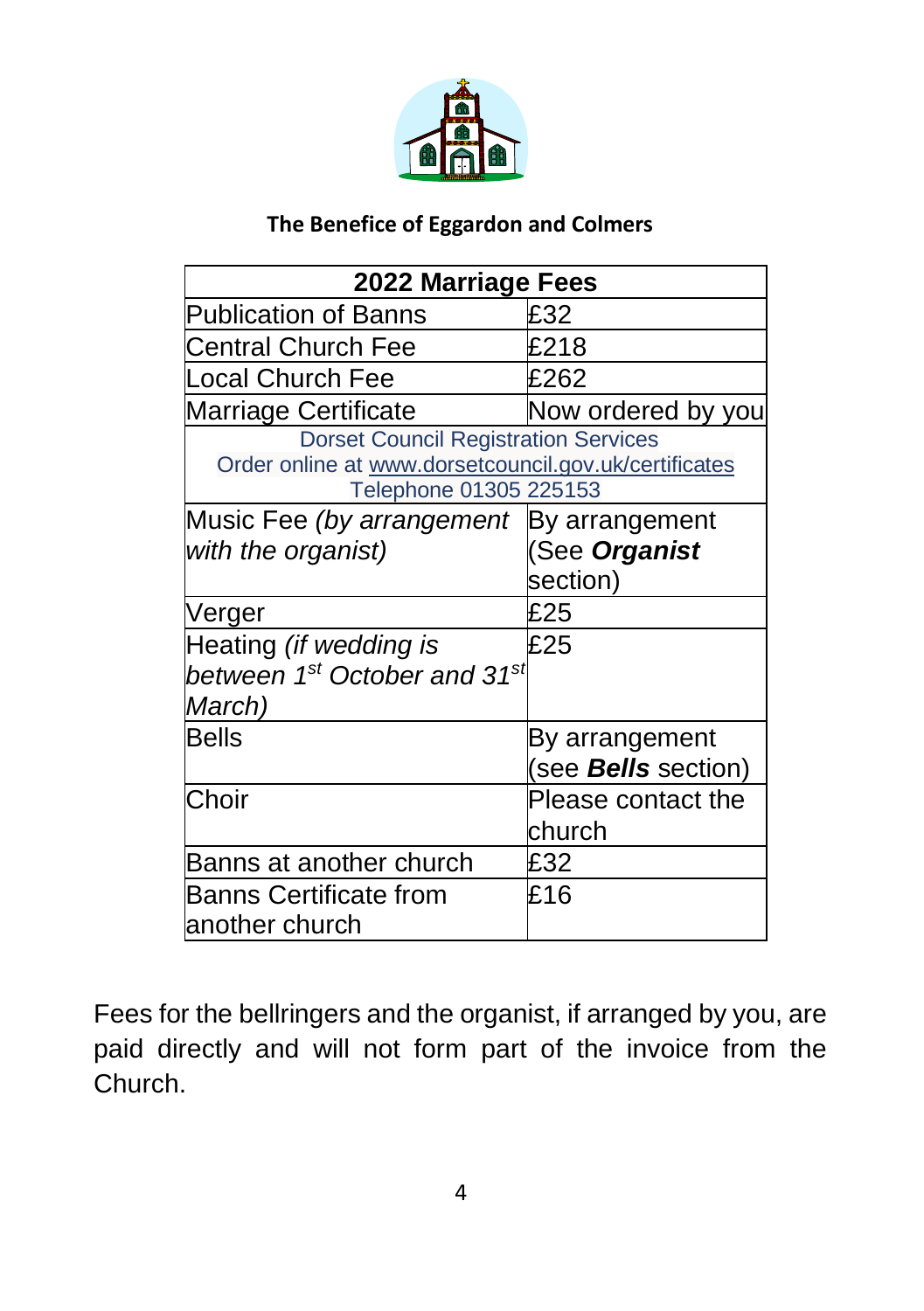**The Benefice of Eggardon and Colmers**

| 2022 Marriage Fees | |
|---|---|
| Publication of Banns | £32 |
| Central Church Fee | £218 |
| Local Church Fee | £262 |
| Marriage Certificate | Now ordered by you |
| Dorset Council Registration Services<br>Order online at www.dorsetcouncil.gov.uk/certificates<br>Telephone 01305 225153 | |
| Music Fee *(by arrangement with the organist)* | By arrangement (See ***Organist*** section) |
| Verger | £25 |
| Heating *(if wedding is between 1st October and 31st March)* | £25 |
| Bells | By arrangement (see ***Bells*** section) |
| Choir | Please contact the church |
| Banns at another church | £32 |
| Banns Certificate from another church | £16 |

Fees for the bellringers and the organist, if arranged by you, are paid directly and will not form part of the invoice from the Church.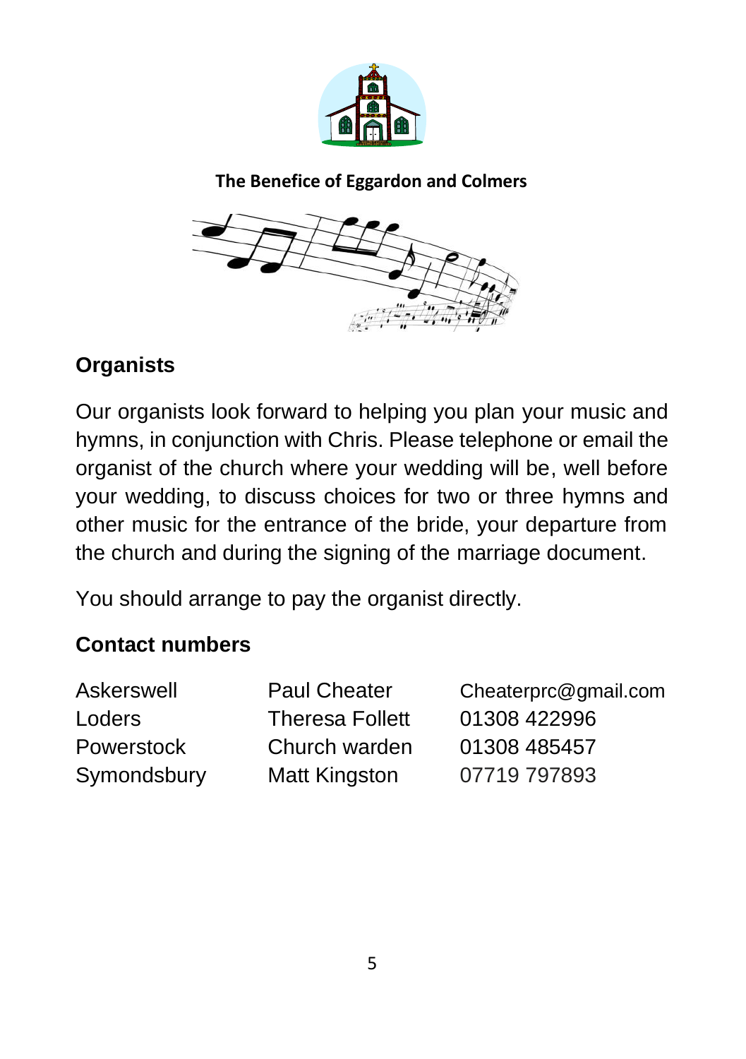**The Benefice of Eggardon and Colmers**

## Organists

Our organists look forward to helping you plan your music and hymns, in conjunction with Chris. Please telephone or email the organist of the church where your wedding will be, well before your wedding, to discuss choices for two or three hymns and other music for the entrance of the bride, your departure from the church and during the signing of the marriage document.

You should arrange to pay the organist directly.

## Contact numbers

| | | |
|---|---|---|
| Askerswell | Paul Cheater | Cheaterprc@gmail.com |
| Loders | Theresa Follett | 01308 422996 |
| Powerstock | Church warden | 01308 485457 |
| Symondsbury | Matt Kingston | 07719 797893 |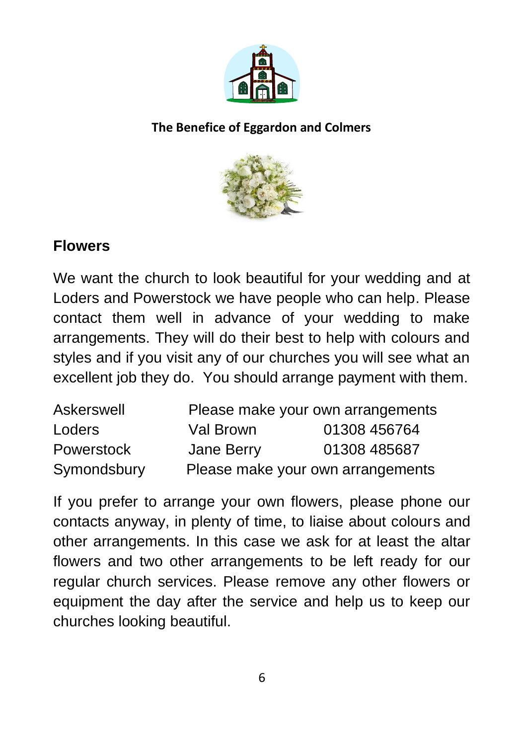**The Benefice of Eggardon and Colmers**

## Flowers

We want the church to look beautiful for your wedding and at Loders and Powerstock we have people who can help. Please contact them well in advance of your wedding to make arrangements. They will do their best to help with colours and styles and if you visit any of our churches you will see what an excellent job they do. You should arrange payment with them.

| | | |
|---|---|---|
| Askerswell | Please make your own arrangements | |
| Loders | Val Brown | 01308 456764 |
| Powerstock | Jane Berry | 01308 485687 |
| Symondsbury | Please make your own arrangements | |

If you prefer to arrange your own flowers, please phone our contacts anyway, in plenty of time, to liaise about colours and other arrangements. In this case we ask for at least the altar flowers and two other arrangements to be left ready for our regular church services. Please remove any other flowers or equipment the day after the service and help us to keep our churches looking beautiful.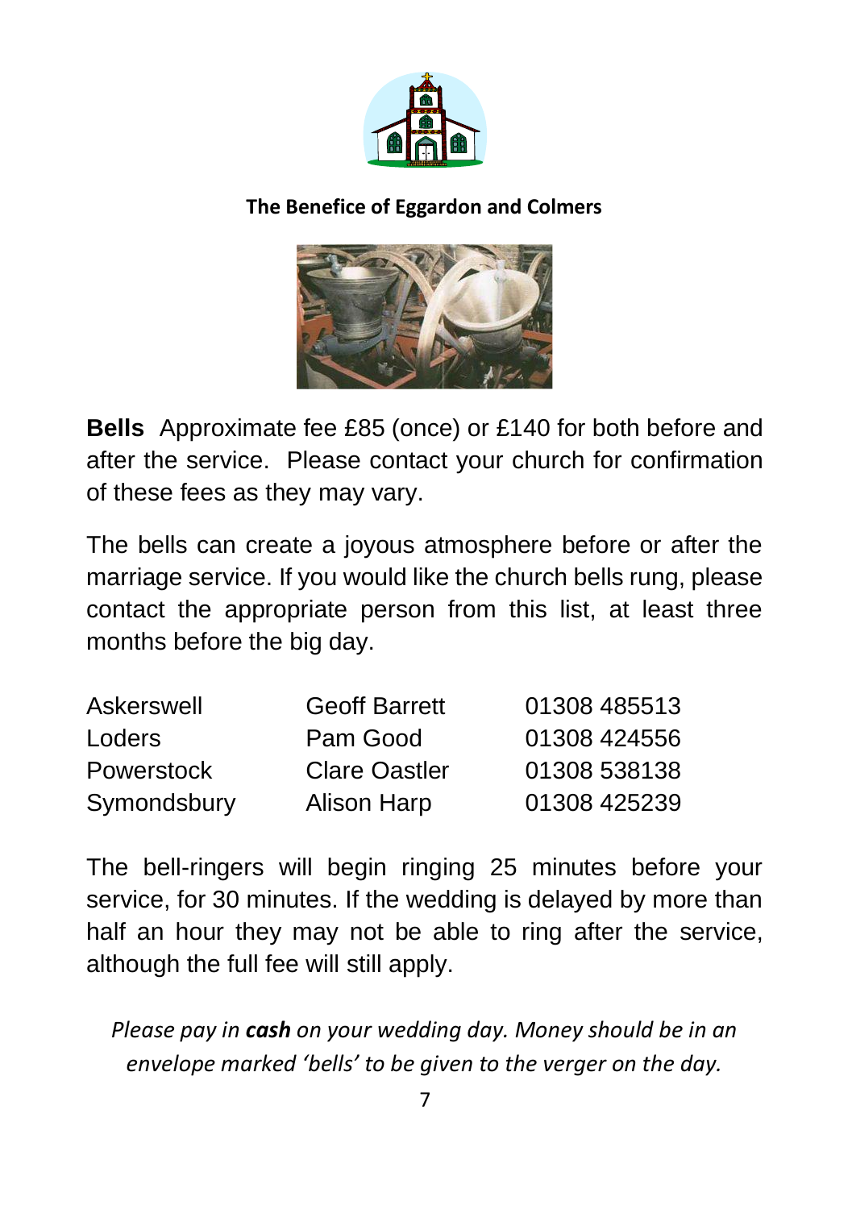**The Benefice of Eggardon and Colmers**

**Bells** Approximate fee £85 (once) or £140 for both before and after the service. Please contact your church for confirmation of these fees as they may vary.

The bells can create a joyous atmosphere before or after the marriage service. If you would like the church bells rung, please contact the appropriate person from this list, at least three months before the big day.

| | | |
|---|---|---|
| Askerswell | Geoff Barrett | 01308 485513 |
| Loders | Pam Good | 01308 424556 |
| Powerstock | Clare Oastler | 01308 538138 |
| Symondsbury | Alison Harp | 01308 425239 |

The bell-ringers will begin ringing 25 minutes before your service, for 30 minutes. If the wedding is delayed by more than half an hour they may not be able to ring after the service, although the full fee will still apply.

*Please pay in **cash** on your wedding day. Money should be in an envelope marked 'bells' to be given to the verger on the day.*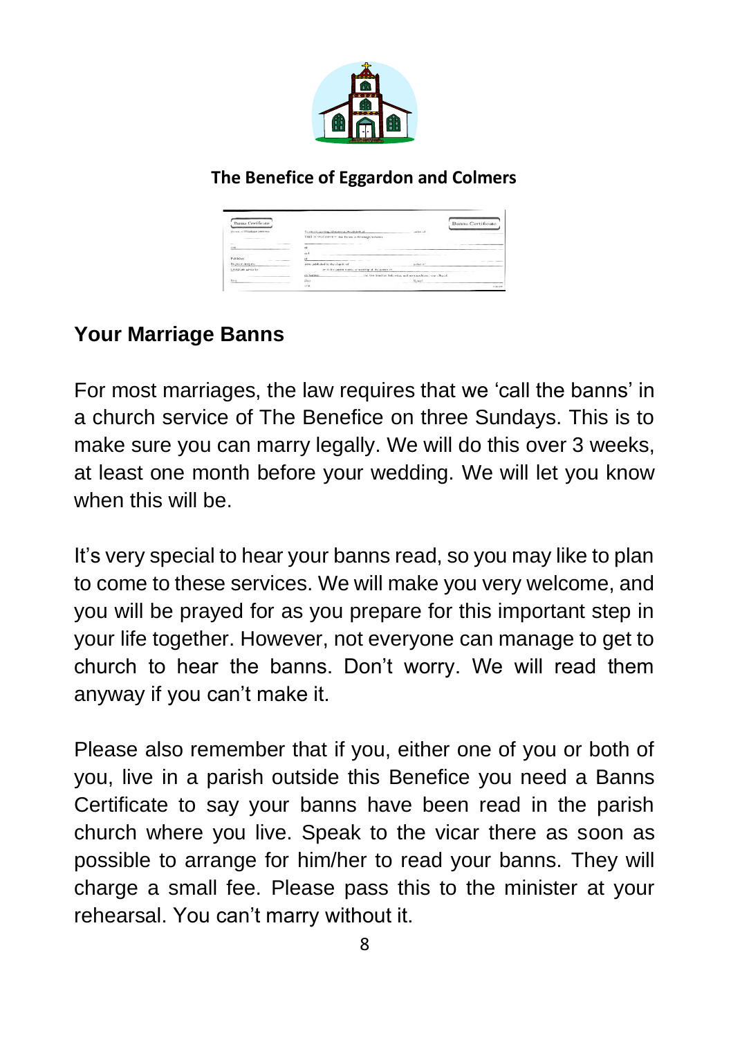**The Benefice of Eggardon and Colmers**

## Your Marriage Banns

For most marriages, the law requires that we 'call the banns' in a church service of The Benefice on three Sundays. This is to make sure you can marry legally. We will do this over 3 weeks, at least one month before your wedding. We will let you know when this will be.

It's very special to hear your banns read, so you may like to plan to come to these services. We will make you very welcome, and you will be prayed for as you prepare for this important step in your life together. However, not everyone can manage to get to church to hear the banns. Don't worry. We will read them anyway if you can't make it.

Please also remember that if you, either one of you or both of you, live in a parish outside this Benefice you need a Banns Certificate to say your banns have been read in the parish church where you live. Speak to the vicar there as soon as possible to arrange for him/her to read your banns. They will charge a small fee. Please pass this to the minister at your rehearsal. You can't marry without it.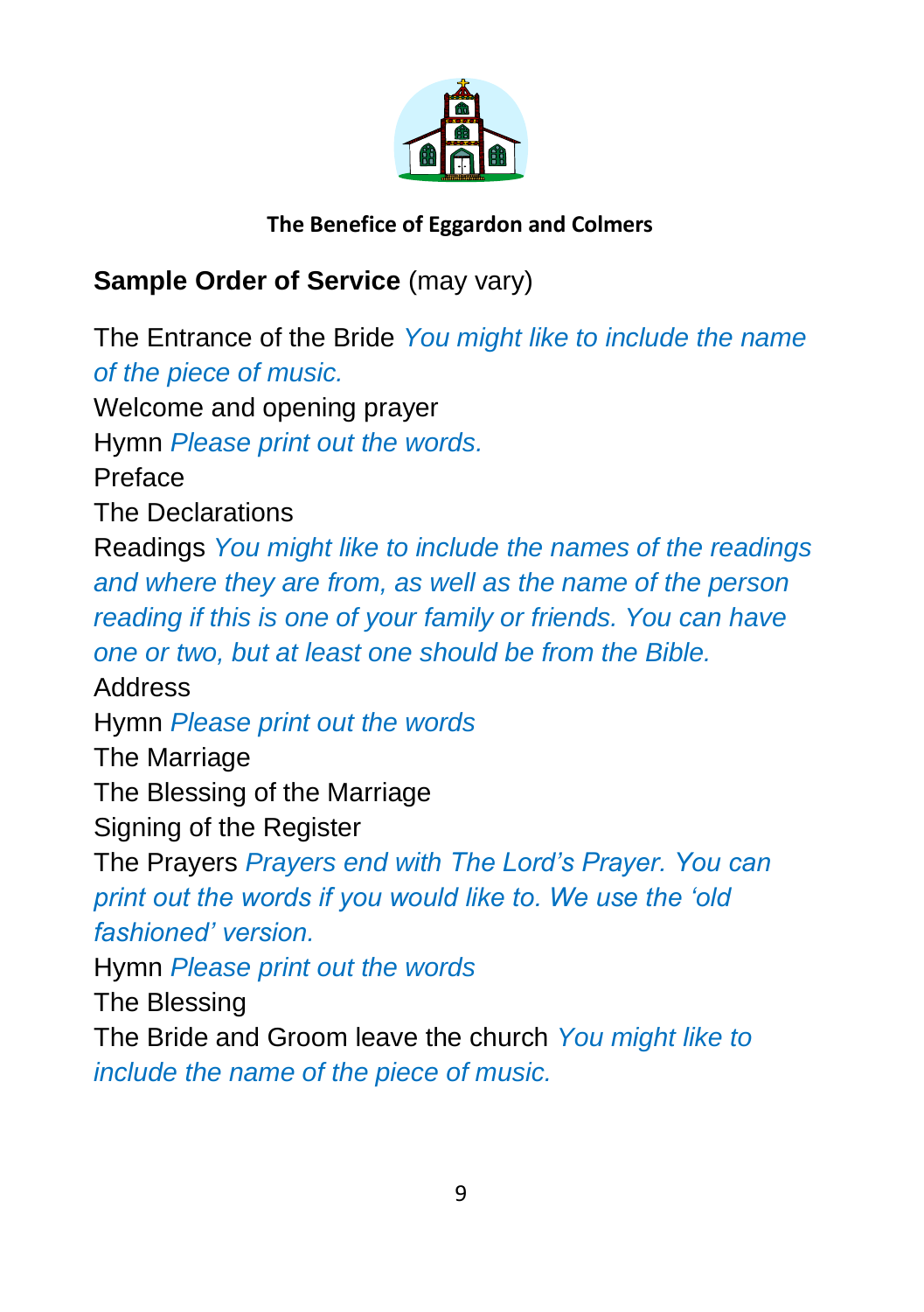**The Benefice of Eggardon and Colmers**

**Sample Order of Service** (may vary)

The Entrance of the Bride *You might like to include the name of the piece of music.*
Welcome and opening prayer
Hymn *Please print out the words.*
Preface
The Declarations
Readings *You might like to include the names of the readings and where they are from, as well as the name of the person reading if this is one of your family or friends. You can have one or two, but at least one should be from the Bible.*
Address
Hymn *Please print out the words*
The Marriage
The Blessing of the Marriage
Signing of the Register
The Prayers *Prayers end with The Lord's Prayer. You can print out the words if you would like to. We use the 'old fashioned' version.*
Hymn *Please print out the words*
The Blessing
The Bride and Groom leave the church *You might like to include the name of the piece of music.*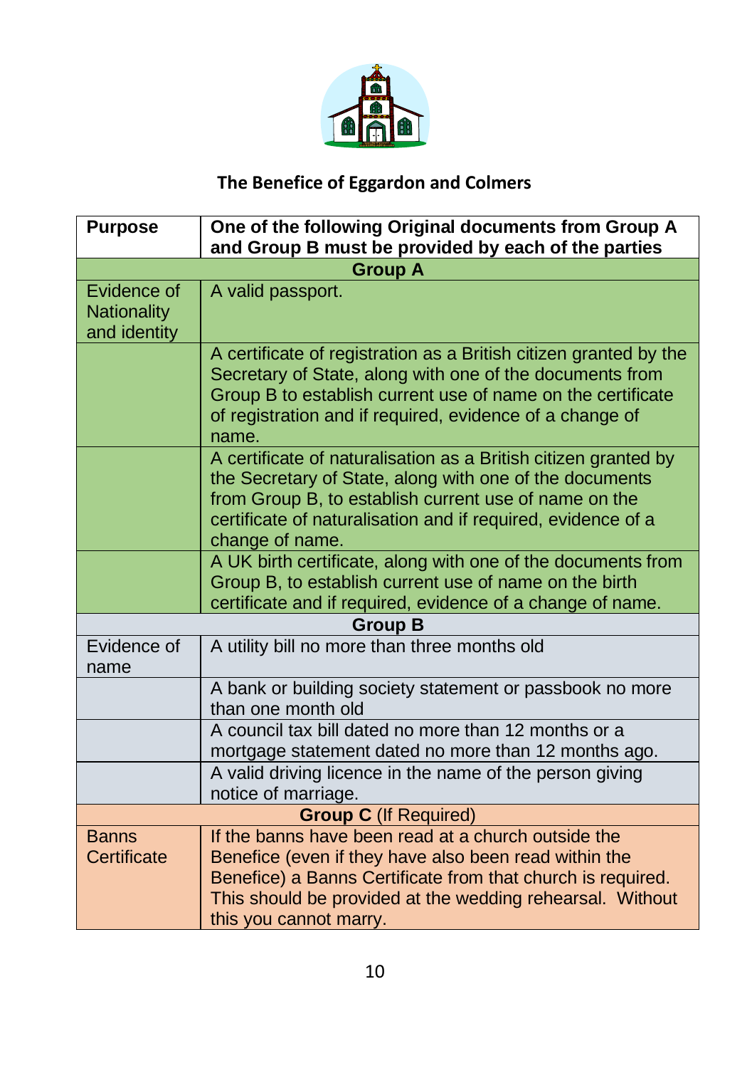## The Benefice of Eggardon and Colmers

| Purpose | One of the following Original documents from Group A and Group B must be provided by each of the parties |
|---|---|
| **Group A** | |
| Evidence of Nationality and identity | A valid passport. |
| | A certificate of registration as a British citizen granted by the Secretary of State, along with one of the documents from Group B to establish current use of name on the certificate of registration and if required, evidence of a change of name. |
| | A certificate of naturalisation as a British citizen granted by the Secretary of State, along with one of the documents from Group B, to establish current use of name on the certificate of naturalisation and if required, evidence of a change of name. |
| | A UK birth certificate, along with one of the documents from Group B, to establish current use of name on the birth certificate and if required, evidence of a change of name. |
| **Group B** | |
| Evidence of name | A utility bill no more than three months old |
| | A bank or building society statement or passbook no more than one month old |
| | A council tax bill dated no more than 12 months or a mortgage statement dated no more than 12 months ago. |
| | A valid driving licence in the name of the person giving notice of marriage. |
| **Group C** (If Required) | |
| Banns Certificate | If the banns have been read at a church outside the Benefice (even if they have also been read within the Benefice) a Banns Certificate from that church is required. This should be provided at the wedding rehearsal. Without this you cannot marry. |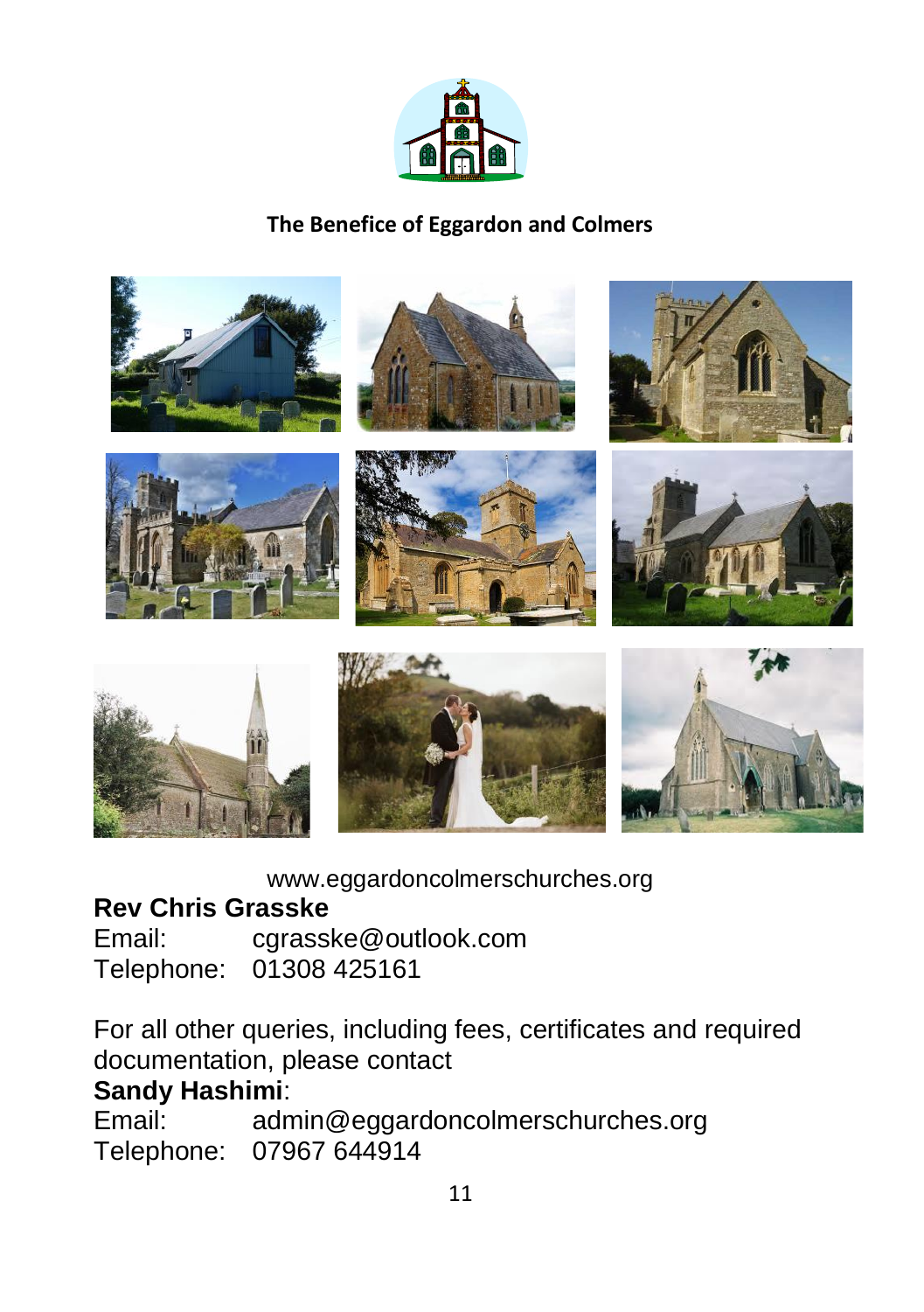**The Benefice of Eggardon and Colmers**

www.eggardoncolmerschurches.org

**Rev Chris Grasske**
Email: cgrasske@outlook.com
Telephone: 01308 425161

For all other queries, including fees, certificates and required documentation, please contact

**Sandy Hashimi**:
Email: admin@eggardoncolmerschurches.org
Telephone: 07967 644914